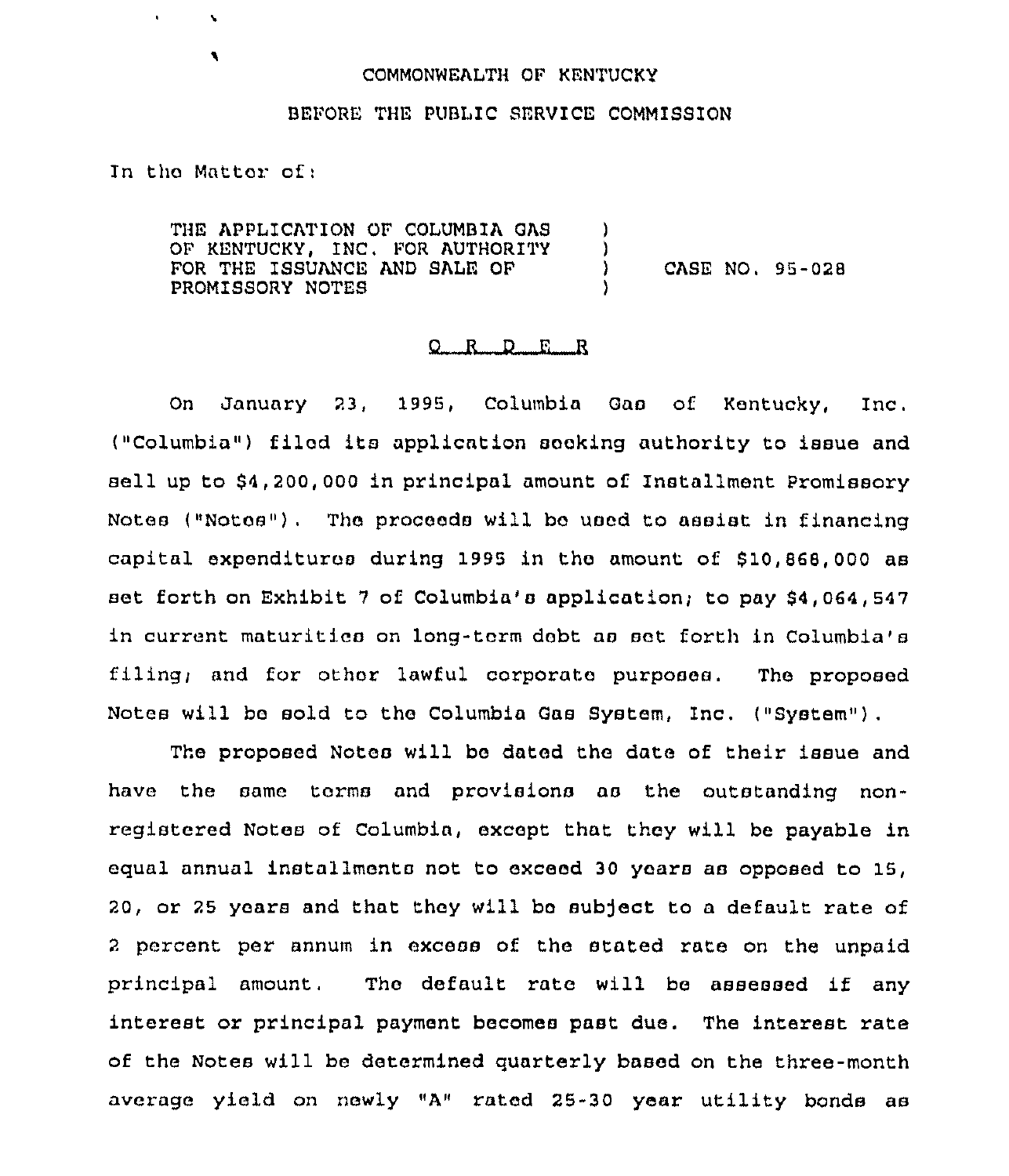COMMONWEALTH OF KENTUCKY

BEFORE THE PUBLIC SERVICE COMMISSION

In the Matter of:

| | | |
|---|---|---|
| THE APPLICATION OF COLUMBIA GAS OF KENTUCKY, INC. FOR AUTHORITY FOR THE ISSUANCE AND SALE OF PROMISSORY NOTES | ) | CASE NO. 95-028 |

## O R D E R

On January 23, 1995, Columbia Gas of Kentucky, Inc. ("Columbia") filed its application seeking authority to issue and sell up to $4,200,000 in principal amount of Installment Promissory Notes ("Notes"). The proceeds will be used to assist in financing capital expenditures during 1995 in the amount of $10,868,000 as set forth on Exhibit 7 of Columbia's application; to pay $4,064,547 in current maturities on long-term debt as set forth in Columbia's filing; and for other lawful corporate purposes. The proposed Notes will be sold to the Columbia Gas System, Inc. ("System").

The proposed Notes will be dated the date of their issue and have the same terms and provisions as the outstanding non-registered Notes of Columbia, except that they will be payable in equal annual installments not to exceed 30 years as opposed to 15, 20, or 25 years and that they will be subject to a default rate of 2 percent per annum in excess of the stated rate on the unpaid principal amount. The default rate will be assessed if any interest or principal payment becomes past due. The interest rate of the Notes will be determined quarterly based on the three-month average yield on newly "A" rated 25-30 year utility bonds as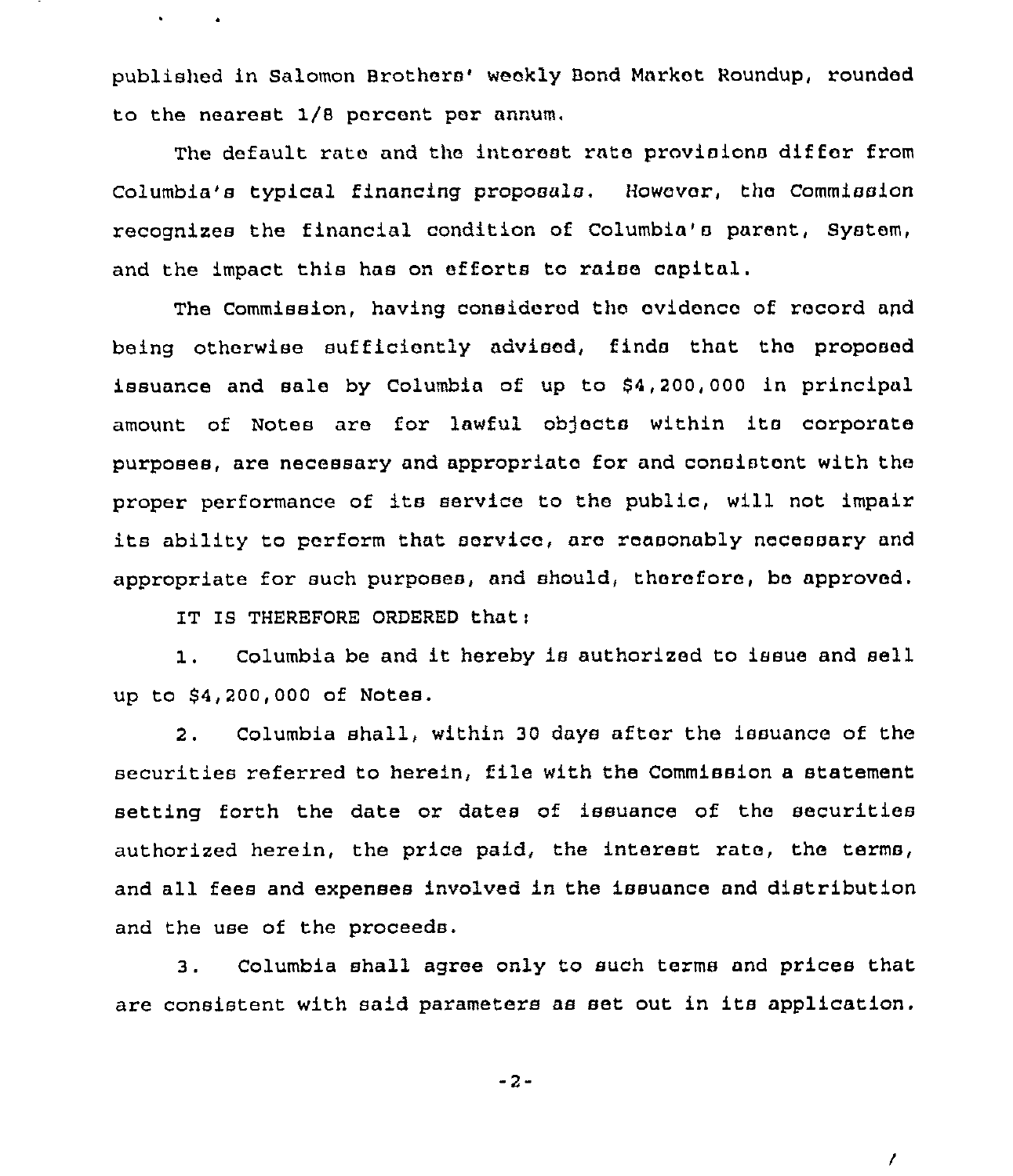published in Salomon Brothers' weekly Bond Market Roundup, rounded to the nearest 1/8 percent per annum.

The default rate and the interest rate provisions differ from Columbia's typical financing proposals. However, the Commission recognizes the financial condition of Columbia's parent, System, and the impact this has on efforts to raise capital.

The Commission, having considered the evidence of record and being otherwise sufficiently advised, finds that the proposed issuance and sale by Columbia of up to $4,200,000 in principal amount of Notes are for lawful objects within its corporate purposes, are necessary and appropriate for and consistent with the proper performance of its service to the public, will not impair its ability to perform that service, are reasonably necessary and appropriate for such purposes, and should, therefore, be approved.

IT IS THEREFORE ORDERED that:

1. Columbia be and it hereby is authorized to issue and sell up to $4,200,000 of Notes.

2. Columbia shall, within 30 days after the issuance of the securities referred to herein, file with the Commission a statement setting forth the date or dates of issuance of the securities authorized herein, the price paid, the interest rate, the terms, and all fees and expenses involved in the issuance and distribution and the use of the proceeds.

3. Columbia shall agree only to such terms and prices that are consistent with said parameters as set out in its application.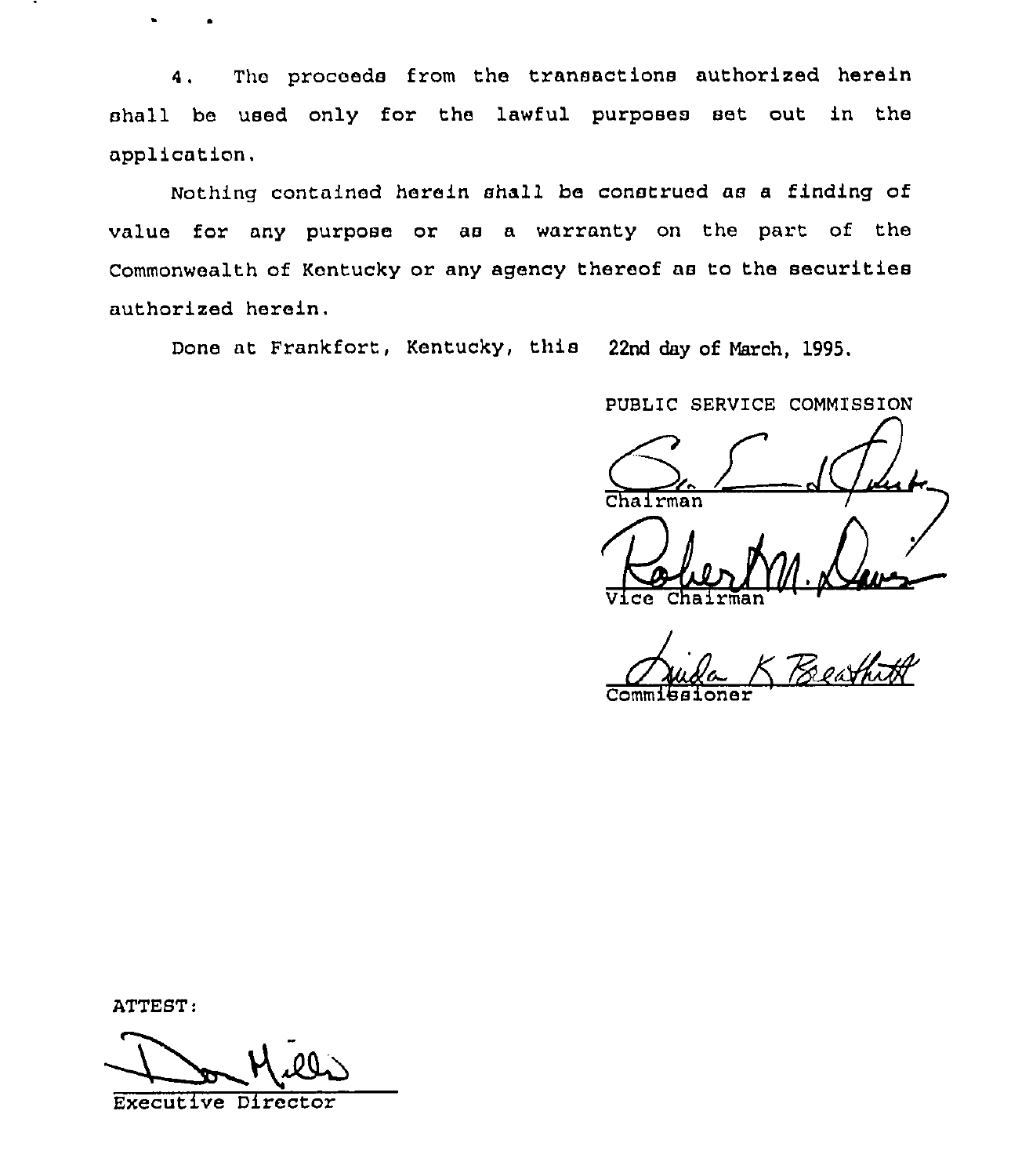4. The proceeds from the transactions authorized herein shall be used only for the lawful purposes set out in the application.

Nothing contained herein shall be construed as a finding of value for any purpose or as a warranty on the part of the Commonwealth of Kentucky or any agency thereof as to the securities authorized herein.

Done at Frankfort, Kentucky, this 22nd day of March, 1995.

PUBLIC SERVICE COMMISSION

Chairman

Vice Chairman

Commissioner

ATTEST:

Executive Director